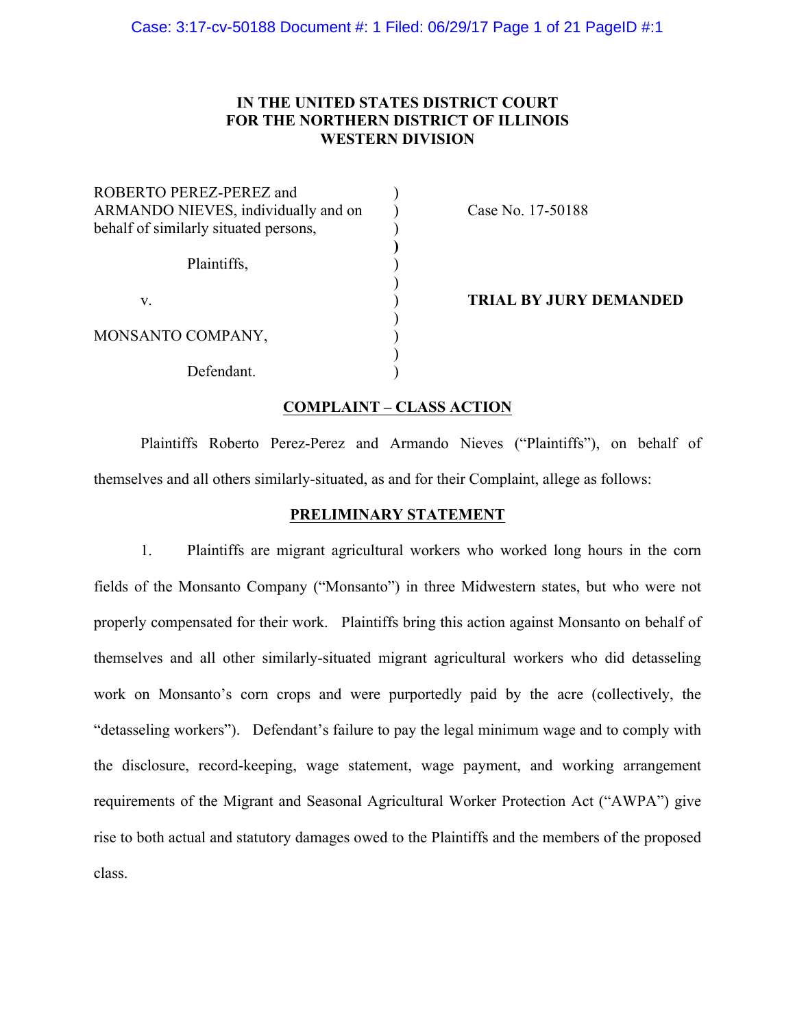**IN THE UNITED STATES DISTRICT COURT**
**FOR THE NORTHERN DISTRICT OF ILLINOIS**
**WESTERN DIVISION**

| | | |
|---|---|---|
| ROBERTO PEREZ-PEREZ and ARMANDO NIEVES, individually and on behalf of similarly situated persons, | ) | Case No. 17-50188 |
| Plaintiffs, | ) | |
| v. | ) | **TRIAL BY JURY DEMANDED** |
| MONSANTO COMPANY, | ) | |
| Defendant. | ) | |

## COMPLAINT – CLASS ACTION

Plaintiffs Roberto Perez-Perez and Armando Nieves ("Plaintiffs"), on behalf of themselves and all others similarly-situated, as and for their Complaint, allege as follows:

## PRELIMINARY STATEMENT

1. Plaintiffs are migrant agricultural workers who worked long hours in the corn fields of the Monsanto Company ("Monsanto") in three Midwestern states, but who were not properly compensated for their work. Plaintiffs bring this action against Monsanto on behalf of themselves and all other similarly-situated migrant agricultural workers who did detasseling work on Monsanto's corn crops and were purportedly paid by the acre (collectively, the "detasseling workers"). Defendant's failure to pay the legal minimum wage and to comply with the disclosure, record-keeping, wage statement, wage payment, and working arrangement requirements of the Migrant and Seasonal Agricultural Worker Protection Act ("AWPA") give rise to both actual and statutory damages owed to the Plaintiffs and the members of the proposed class.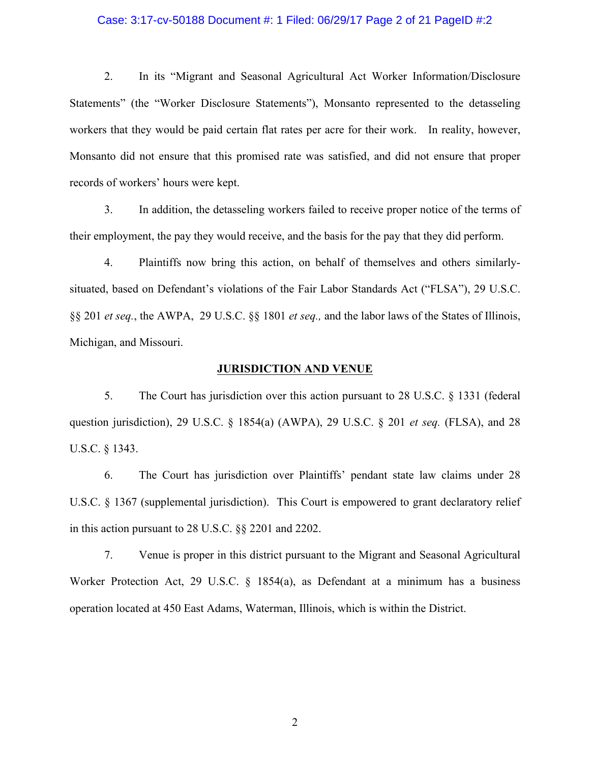2. In its "Migrant and Seasonal Agricultural Act Worker Information/Disclosure Statements" (the "Worker Disclosure Statements"), Monsanto represented to the detasseling workers that they would be paid certain flat rates per acre for their work. In reality, however, Monsanto did not ensure that this promised rate was satisfied, and did not ensure that proper records of workers' hours were kept.

3. In addition, the detasseling workers failed to receive proper notice of the terms of their employment, the pay they would receive, and the basis for the pay that they did perform.

4. Plaintiffs now bring this action, on behalf of themselves and others similarly-situated, based on Defendant's violations of the Fair Labor Standards Act ("FLSA"), 29 U.S.C. §§ 201 *et seq.*, the AWPA, 29 U.S.C. §§ 1801 *et seq.,* and the labor laws of the States of Illinois, Michigan, and Missouri.

## JURISDICTION AND VENUE

5. The Court has jurisdiction over this action pursuant to 28 U.S.C. § 1331 (federal question jurisdiction), 29 U.S.C. § 1854(a) (AWPA), 29 U.S.C. § 201 *et seq.* (FLSA), and 28 U.S.C. § 1343.

6. The Court has jurisdiction over Plaintiffs' pendant state law claims under 28 U.S.C. § 1367 (supplemental jurisdiction). This Court is empowered to grant declaratory relief in this action pursuant to 28 U.S.C. §§ 2201 and 2202.

7. Venue is proper in this district pursuant to the Migrant and Seasonal Agricultural Worker Protection Act, 29 U.S.C. § 1854(a), as Defendant at a minimum has a business operation located at 450 East Adams, Waterman, Illinois, which is within the District.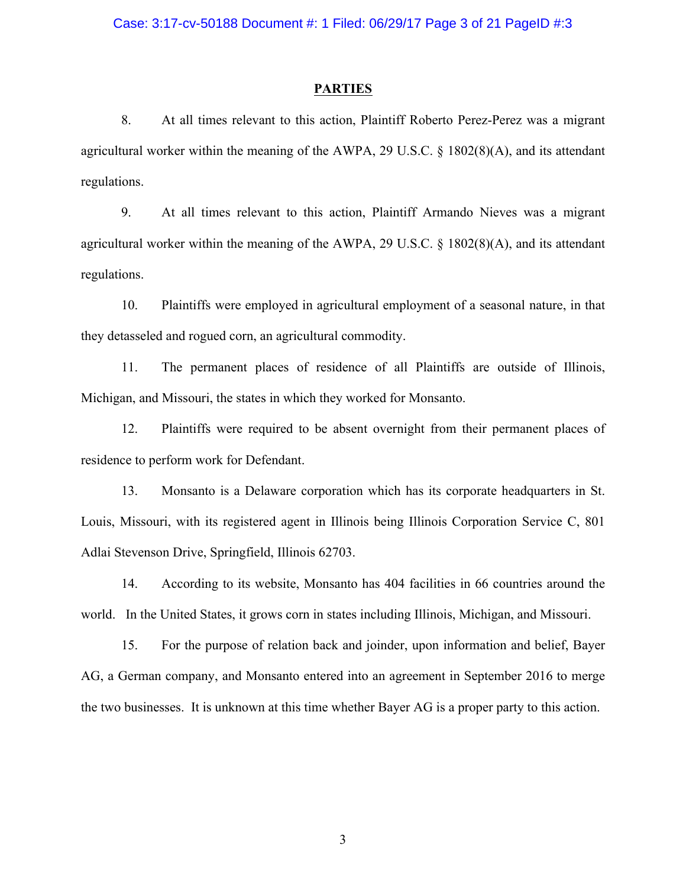## PARTIES

8. At all times relevant to this action, Plaintiff Roberto Perez-Perez was a migrant agricultural worker within the meaning of the AWPA, 29 U.S.C. § 1802(8)(A), and its attendant regulations.

9. At all times relevant to this action, Plaintiff Armando Nieves was a migrant agricultural worker within the meaning of the AWPA, 29 U.S.C. § 1802(8)(A), and its attendant regulations.

10. Plaintiffs were employed in agricultural employment of a seasonal nature, in that they detasseled and rogued corn, an agricultural commodity.

11. The permanent places of residence of all Plaintiffs are outside of Illinois, Michigan, and Missouri, the states in which they worked for Monsanto.

12. Plaintiffs were required to be absent overnight from their permanent places of residence to perform work for Defendant.

13. Monsanto is a Delaware corporation which has its corporate headquarters in St. Louis, Missouri, with its registered agent in Illinois being Illinois Corporation Service C, 801 Adlai Stevenson Drive, Springfield, Illinois 62703.

14. According to its website, Monsanto has 404 facilities in 66 countries around the world. In the United States, it grows corn in states including Illinois, Michigan, and Missouri.

15. For the purpose of relation back and joinder, upon information and belief, Bayer AG, a German company, and Monsanto entered into an agreement in September 2016 to merge the two businesses. It is unknown at this time whether Bayer AG is a proper party to this action.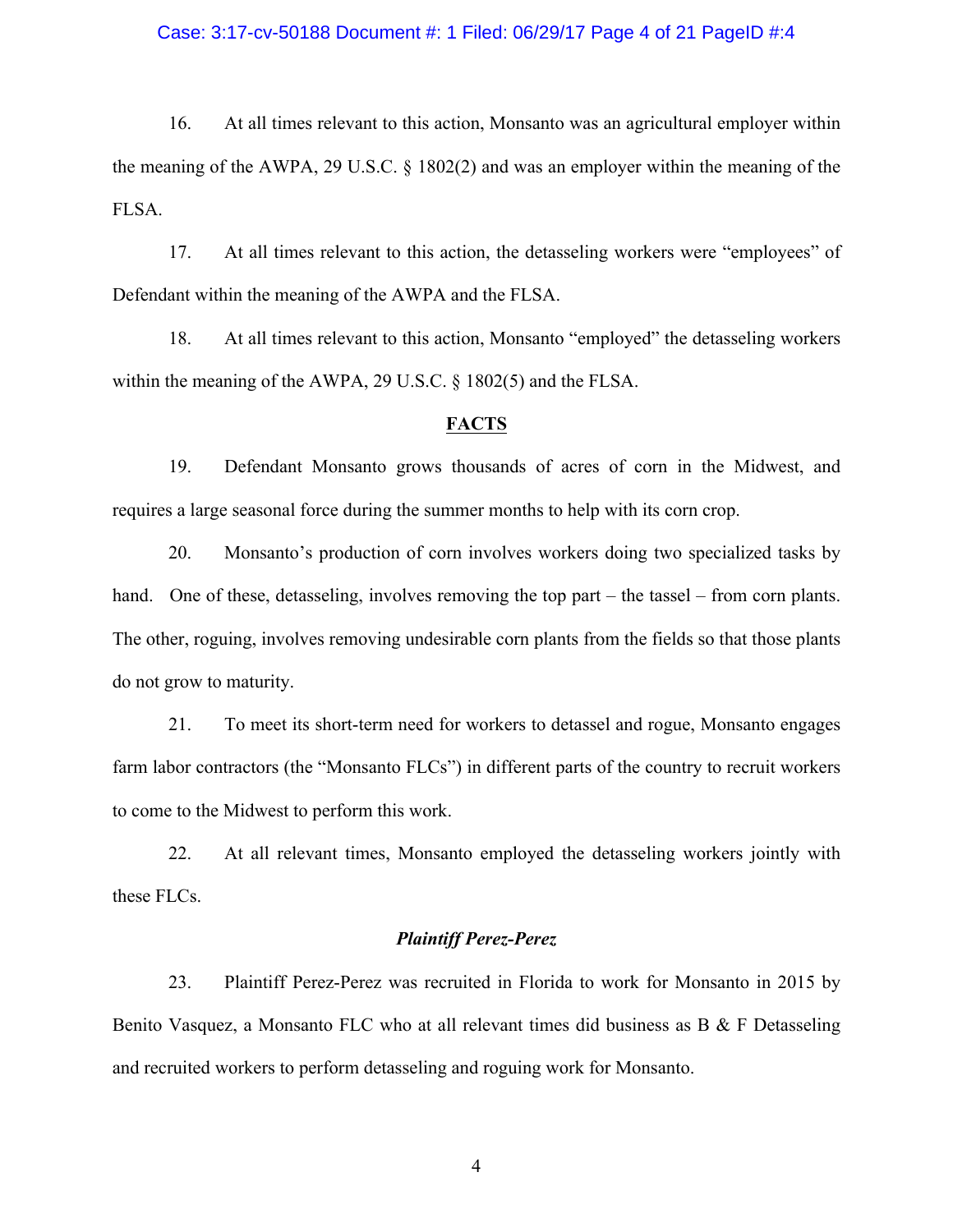16. At all times relevant to this action, Monsanto was an agricultural employer within the meaning of the AWPA, 29 U.S.C. § 1802(2) and was an employer within the meaning of the FLSA.

17. At all times relevant to this action, the detasseling workers were "employees" of Defendant within the meaning of the AWPA and the FLSA.

18. At all times relevant to this action, Monsanto "employed" the detasseling workers within the meaning of the AWPA, 29 U.S.C. § 1802(5) and the FLSA.

## FACTS

19. Defendant Monsanto grows thousands of acres of corn in the Midwest, and requires a large seasonal force during the summer months to help with its corn crop.

20. Monsanto's production of corn involves workers doing two specialized tasks by hand. One of these, detasseling, involves removing the top part – the tassel – from corn plants. The other, roguing, involves removing undesirable corn plants from the fields so that those plants do not grow to maturity.

21. To meet its short-term need for workers to detassel and rogue, Monsanto engages farm labor contractors (the "Monsanto FLCs") in different parts of the country to recruit workers to come to the Midwest to perform this work.

22. At all relevant times, Monsanto employed the detasseling workers jointly with these FLCs.

### *Plaintiff Perez-Perez*

23. Plaintiff Perez-Perez was recruited in Florida to work for Monsanto in 2015 by Benito Vasquez, a Monsanto FLC who at all relevant times did business as B & F Detasseling and recruited workers to perform detasseling and roguing work for Monsanto.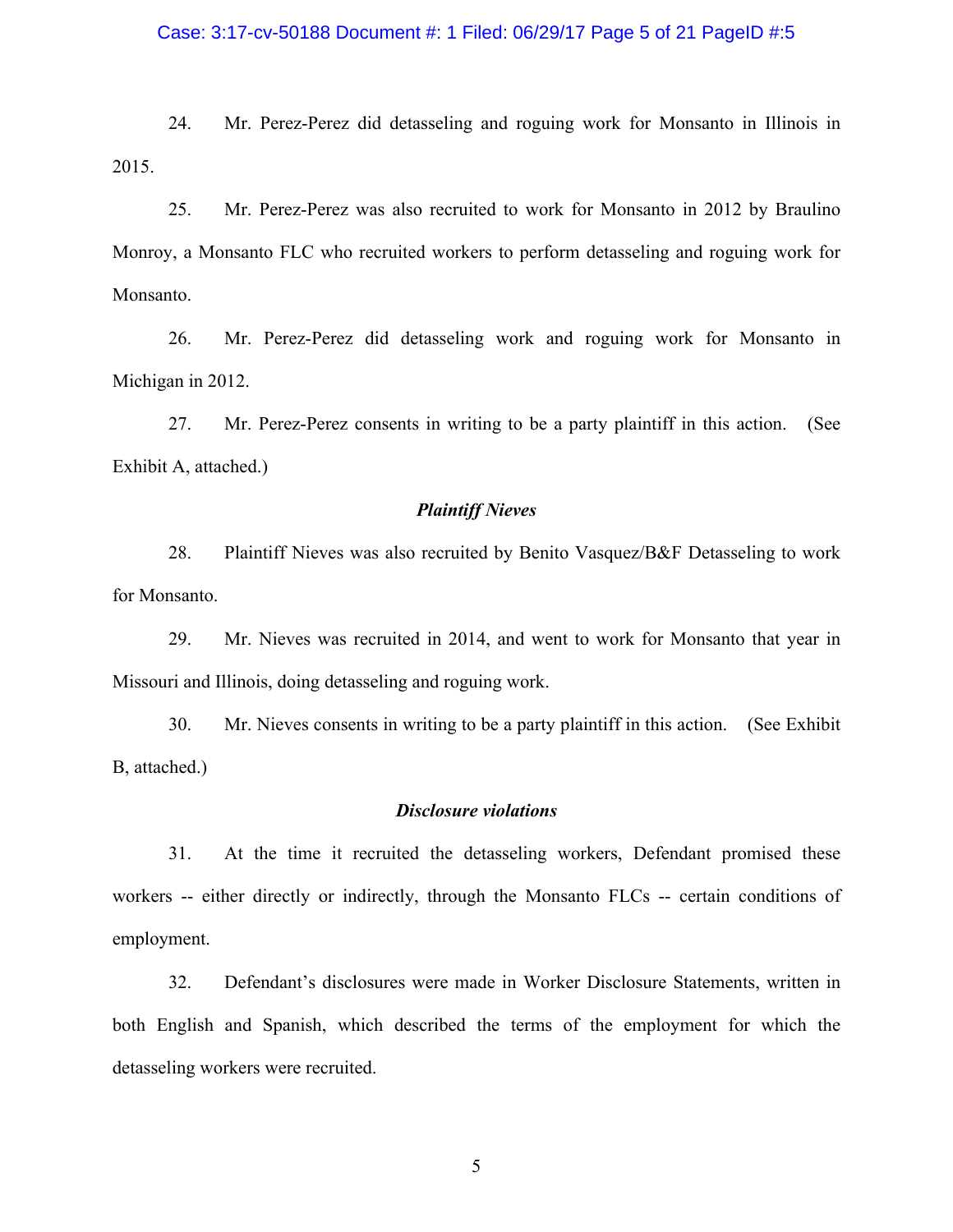24. Mr. Perez-Perez did detasseling and roguing work for Monsanto in Illinois in 2015.

25. Mr. Perez-Perez was also recruited to work for Monsanto in 2012 by Braulino Monroy, a Monsanto FLC who recruited workers to perform detasseling and roguing work for Monsanto.

26. Mr. Perez-Perez did detasseling work and roguing work for Monsanto in Michigan in 2012.

27. Mr. Perez-Perez consents in writing to be a party plaintiff in this action. (See Exhibit A, attached.)

### *Plaintiff Nieves*

28. Plaintiff Nieves was also recruited by Benito Vasquez/B&F Detasseling to work for Monsanto.

29. Mr. Nieves was recruited in 2014, and went to work for Monsanto that year in Missouri and Illinois, doing detasseling and roguing work.

30. Mr. Nieves consents in writing to be a party plaintiff in this action. (See Exhibit B, attached.)

### *Disclosure violations*

31. At the time it recruited the detasseling workers, Defendant promised these workers -- either directly or indirectly, through the Monsanto FLCs -- certain conditions of employment.

32. Defendant's disclosures were made in Worker Disclosure Statements, written in both English and Spanish, which described the terms of the employment for which the detasseling workers were recruited.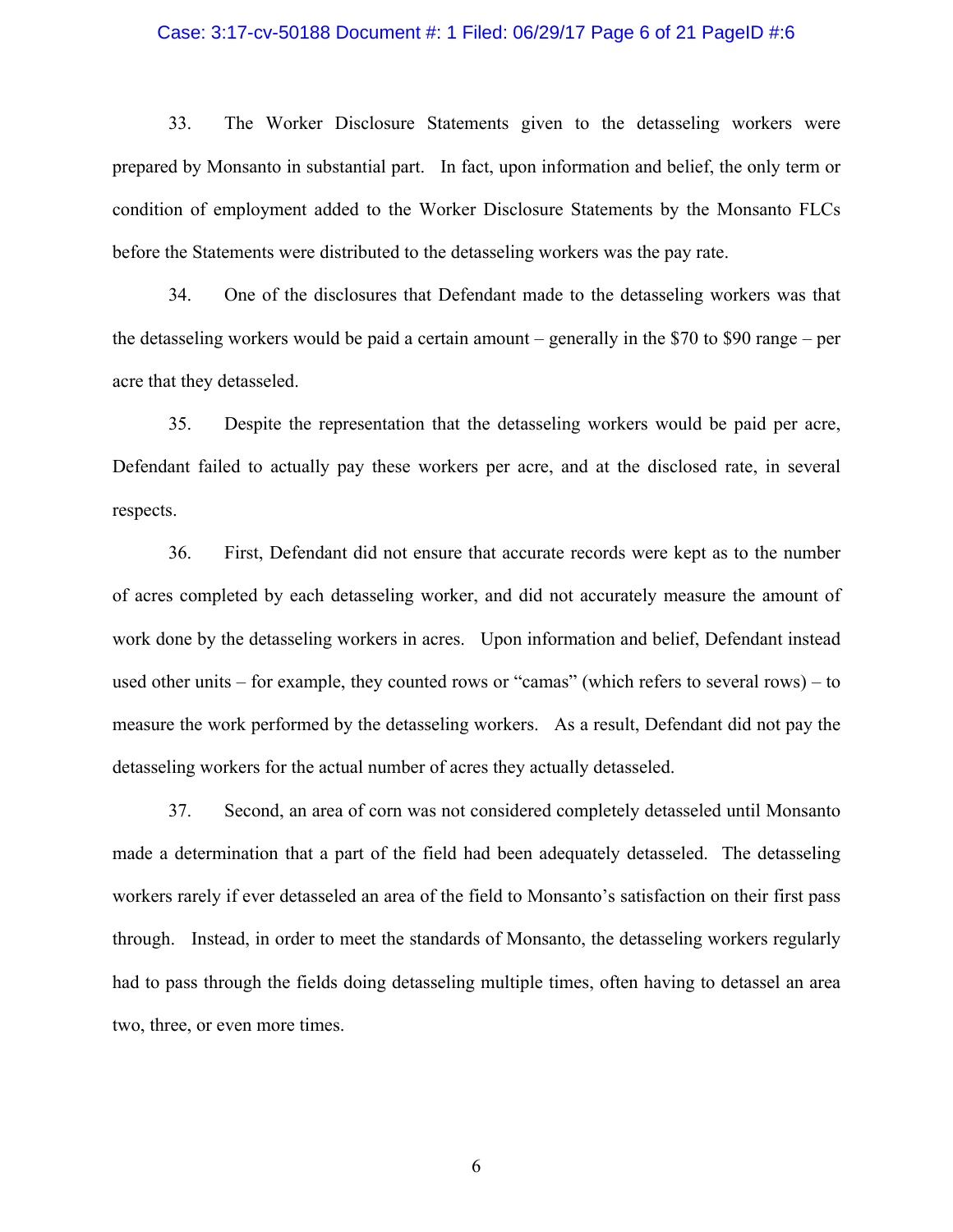33. The Worker Disclosure Statements given to the detasseling workers were prepared by Monsanto in substantial part. In fact, upon information and belief, the only term or condition of employment added to the Worker Disclosure Statements by the Monsanto FLCs before the Statements were distributed to the detasseling workers was the pay rate.

34. One of the disclosures that Defendant made to the detasseling workers was that the detasseling workers would be paid a certain amount – generally in the $70 to $90 range – per acre that they detasseled.

35. Despite the representation that the detasseling workers would be paid per acre, Defendant failed to actually pay these workers per acre, and at the disclosed rate, in several respects.

36. First, Defendant did not ensure that accurate records were kept as to the number of acres completed by each detasseling worker, and did not accurately measure the amount of work done by the detasseling workers in acres. Upon information and belief, Defendant instead used other units – for example, they counted rows or "camas" (which refers to several rows) – to measure the work performed by the detasseling workers. As a result, Defendant did not pay the detasseling workers for the actual number of acres they actually detasseled.

37. Second, an area of corn was not considered completely detasseled until Monsanto made a determination that a part of the field had been adequately detasseled. The detasseling workers rarely if ever detasseled an area of the field to Monsanto's satisfaction on their first pass through. Instead, in order to meet the standards of Monsanto, the detasseling workers regularly had to pass through the fields doing detasseling multiple times, often having to detassel an area two, three, or even more times.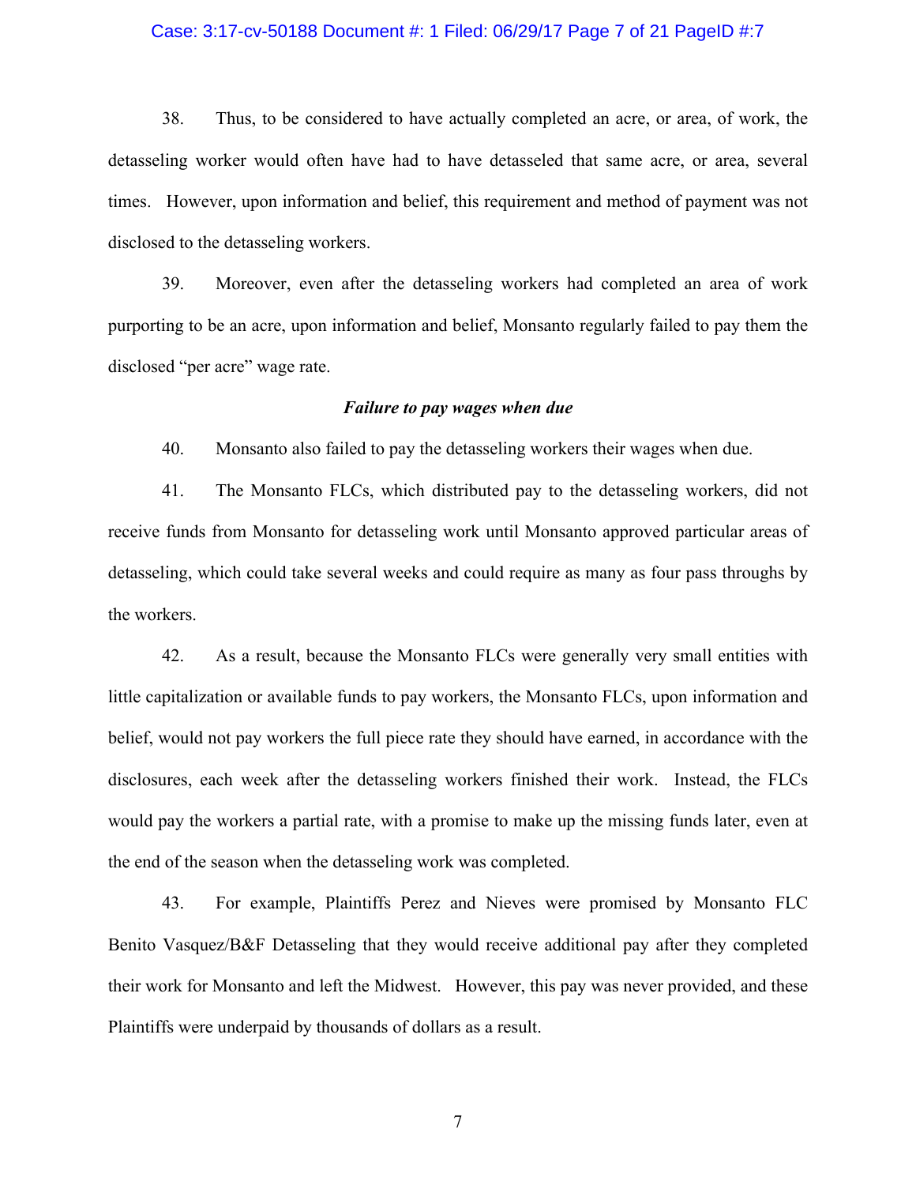38. Thus, to be considered to have actually completed an acre, or area, of work, the detasseling worker would often have had to have detasseled that same acre, or area, several times. However, upon information and belief, this requirement and method of payment was not disclosed to the detasseling workers.

39. Moreover, even after the detasseling workers had completed an area of work purporting to be an acre, upon information and belief, Monsanto regularly failed to pay them the disclosed "per acre" wage rate.

***Failure to pay wages when due***

40. Monsanto also failed to pay the detasseling workers their wages when due.

41. The Monsanto FLCs, which distributed pay to the detasseling workers, did not receive funds from Monsanto for detasseling work until Monsanto approved particular areas of detasseling, which could take several weeks and could require as many as four pass throughs by the workers.

42. As a result, because the Monsanto FLCs were generally very small entities with little capitalization or available funds to pay workers, the Monsanto FLCs, upon information and belief, would not pay workers the full piece rate they should have earned, in accordance with the disclosures, each week after the detasseling workers finished their work. Instead, the FLCs would pay the workers a partial rate, with a promise to make up the missing funds later, even at the end of the season when the detasseling work was completed.

43. For example, Plaintiffs Perez and Nieves were promised by Monsanto FLC Benito Vasquez/B&F Detasseling that they would receive additional pay after they completed their work for Monsanto and left the Midwest. However, this pay was never provided, and these Plaintiffs were underpaid by thousands of dollars as a result.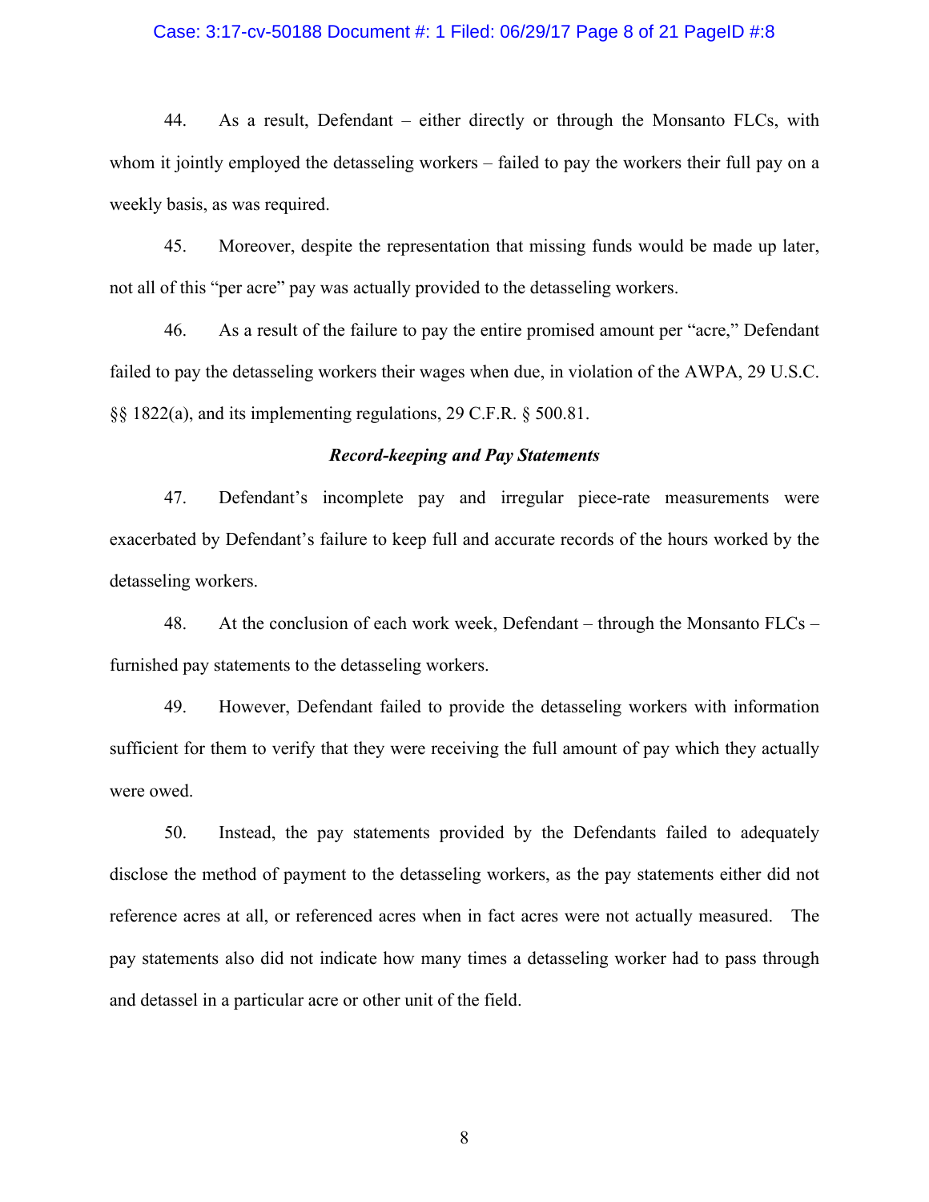44. As a result, Defendant – either directly or through the Monsanto FLCs, with whom it jointly employed the detasseling workers – failed to pay the workers their full pay on a weekly basis, as was required.

45. Moreover, despite the representation that missing funds would be made up later, not all of this "per acre" pay was actually provided to the detasseling workers.

46. As a result of the failure to pay the entire promised amount per "acre," Defendant failed to pay the detasseling workers their wages when due, in violation of the AWPA, 29 U.S.C. §§ 1822(a), and its implementing regulations, 29 C.F.R. § 500.81.

***Record-keeping and Pay Statements***

47. Defendant's incomplete pay and irregular piece-rate measurements were exacerbated by Defendant's failure to keep full and accurate records of the hours worked by the detasseling workers.

48. At the conclusion of each work week, Defendant – through the Monsanto FLCs – furnished pay statements to the detasseling workers.

49. However, Defendant failed to provide the detasseling workers with information sufficient for them to verify that they were receiving the full amount of pay which they actually were owed.

50. Instead, the pay statements provided by the Defendants failed to adequately disclose the method of payment to the detasseling workers, as the pay statements either did not reference acres at all, or referenced acres when in fact acres were not actually measured. The pay statements also did not indicate how many times a detasseling worker had to pass through and detassel in a particular acre or other unit of the field.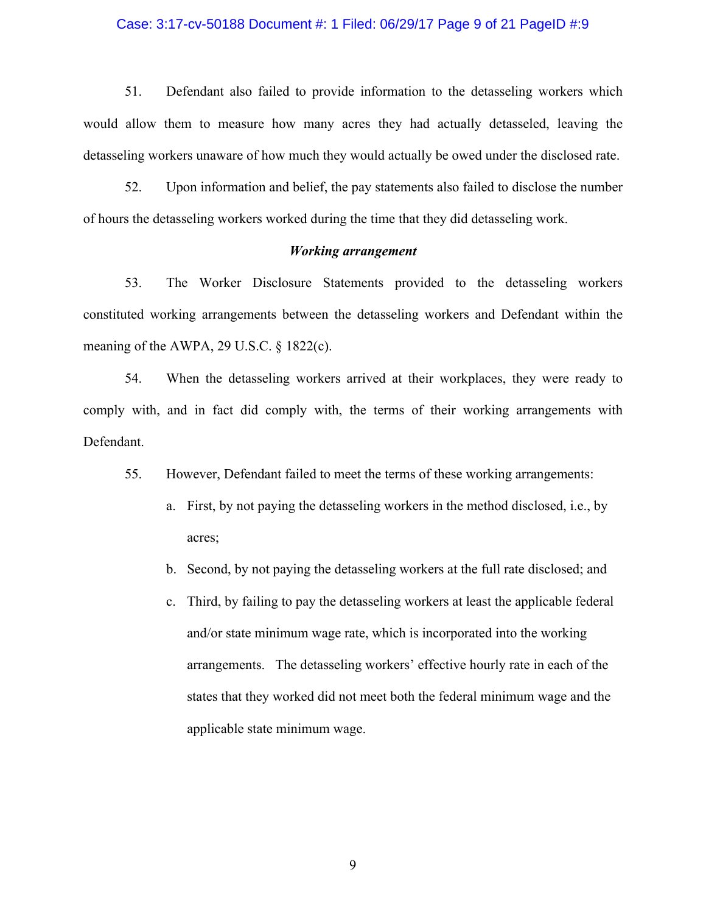51. Defendant also failed to provide information to the detasseling workers which would allow them to measure how many acres they had actually detasseled, leaving the detasseling workers unaware of how much they would actually be owed under the disclosed rate.

52. Upon information and belief, the pay statements also failed to disclose the number of hours the detasseling workers worked during the time that they did detasseling work.

***Working arrangement***

53. The Worker Disclosure Statements provided to the detasseling workers constituted working arrangements between the detasseling workers and Defendant within the meaning of the AWPA, 29 U.S.C. § 1822(c).

54. When the detasseling workers arrived at their workplaces, they were ready to comply with, and in fact did comply with, the terms of their working arrangements with Defendant.

55. However, Defendant failed to meet the terms of these working arrangements:

a. First, by not paying the detasseling workers in the method disclosed, i.e., by acres;

b. Second, by not paying the detasseling workers at the full rate disclosed; and

c. Third, by failing to pay the detasseling workers at least the applicable federal and/or state minimum wage rate, which is incorporated into the working arrangements. The detasseling workers' effective hourly rate in each of the states that they worked did not meet both the federal minimum wage and the applicable state minimum wage.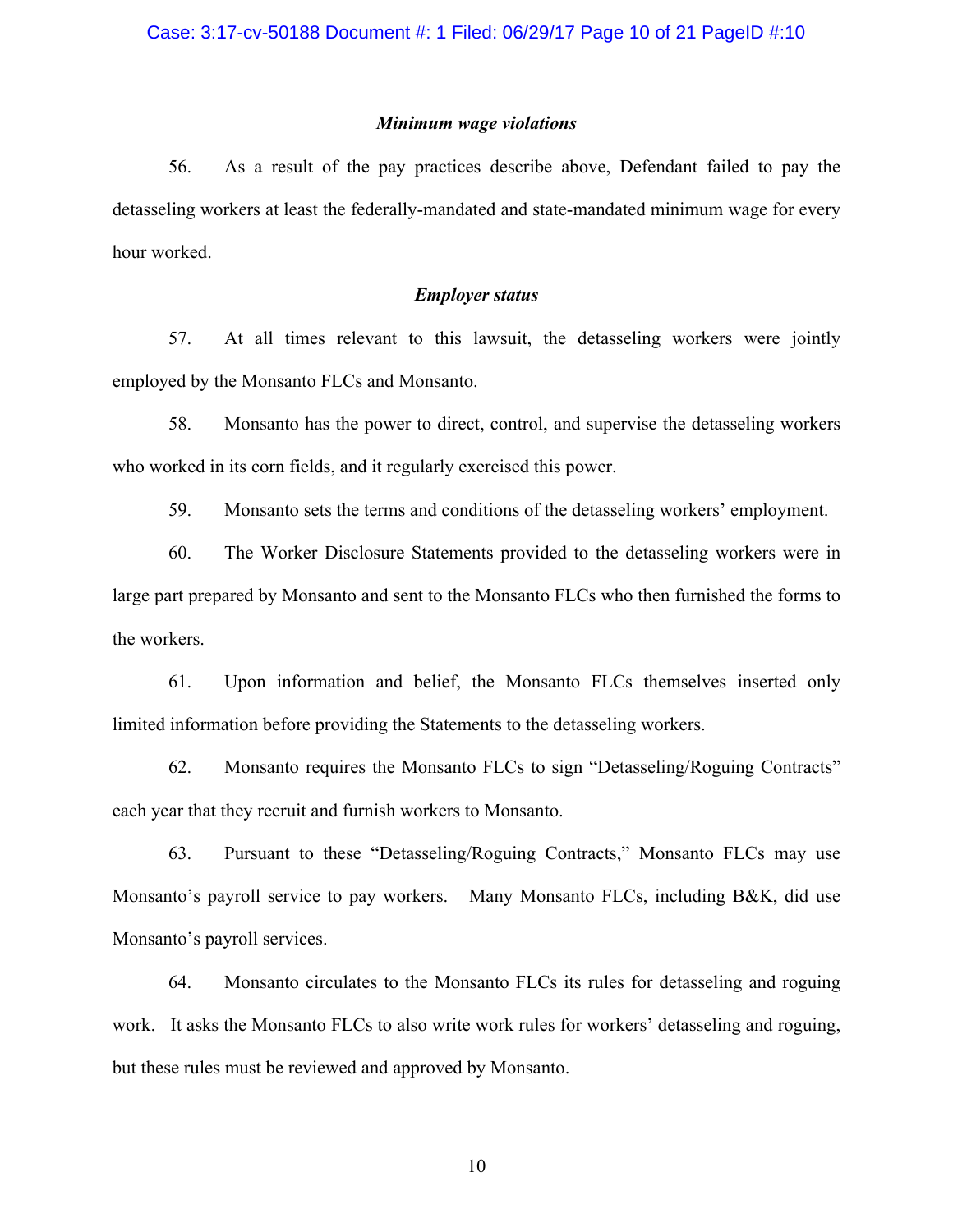***Minimum wage violations***

56. As a result of the pay practices describe above, Defendant failed to pay the detasseling workers at least the federally-mandated and state-mandated minimum wage for every hour worked.

***Employer status***

57. At all times relevant to this lawsuit, the detasseling workers were jointly employed by the Monsanto FLCs and Monsanto.

58. Monsanto has the power to direct, control, and supervise the detasseling workers who worked in its corn fields, and it regularly exercised this power.

59. Monsanto sets the terms and conditions of the detasseling workers' employment.

60. The Worker Disclosure Statements provided to the detasseling workers were in large part prepared by Monsanto and sent to the Monsanto FLCs who then furnished the forms to the workers.

61. Upon information and belief, the Monsanto FLCs themselves inserted only limited information before providing the Statements to the detasseling workers.

62. Monsanto requires the Monsanto FLCs to sign "Detasseling/Roguing Contracts" each year that they recruit and furnish workers to Monsanto.

63. Pursuant to these "Detasseling/Roguing Contracts," Monsanto FLCs may use Monsanto's payroll service to pay workers. Many Monsanto FLCs, including B&K, did use Monsanto's payroll services.

64. Monsanto circulates to the Monsanto FLCs its rules for detasseling and roguing work. It asks the Monsanto FLCs to also write work rules for workers' detasseling and roguing, but these rules must be reviewed and approved by Monsanto.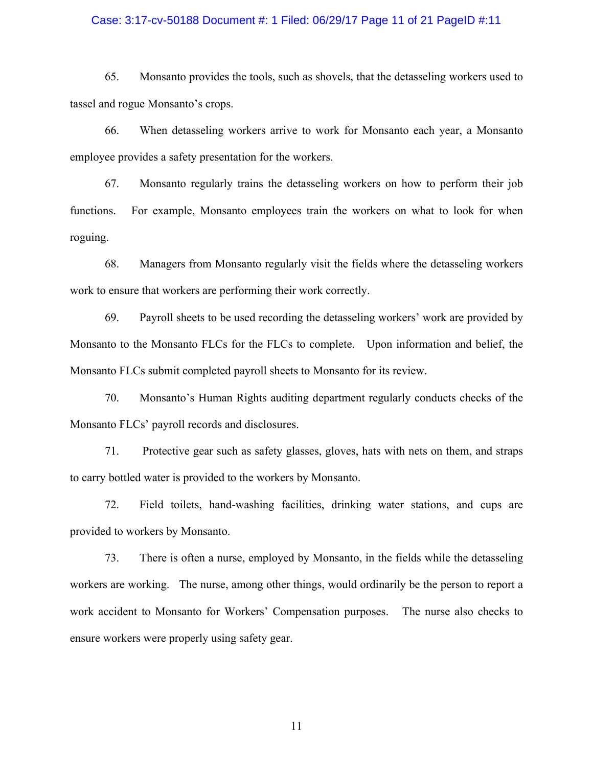65. Monsanto provides the tools, such as shovels, that the detasseling workers used to tassel and rogue Monsanto's crops.

66. When detasseling workers arrive to work for Monsanto each year, a Monsanto employee provides a safety presentation for the workers.

67. Monsanto regularly trains the detasseling workers on how to perform their job functions. For example, Monsanto employees train the workers on what to look for when roguing.

68. Managers from Monsanto regularly visit the fields where the detasseling workers work to ensure that workers are performing their work correctly.

69. Payroll sheets to be used recording the detasseling workers' work are provided by Monsanto to the Monsanto FLCs for the FLCs to complete. Upon information and belief, the Monsanto FLCs submit completed payroll sheets to Monsanto for its review.

70. Monsanto's Human Rights auditing department regularly conducts checks of the Monsanto FLCs' payroll records and disclosures.

71. Protective gear such as safety glasses, gloves, hats with nets on them, and straps to carry bottled water is provided to the workers by Monsanto.

72. Field toilets, hand-washing facilities, drinking water stations, and cups are provided to workers by Monsanto.

73. There is often a nurse, employed by Monsanto, in the fields while the detasseling workers are working. The nurse, among other things, would ordinarily be the person to report a work accident to Monsanto for Workers' Compensation purposes. The nurse also checks to ensure workers were properly using safety gear.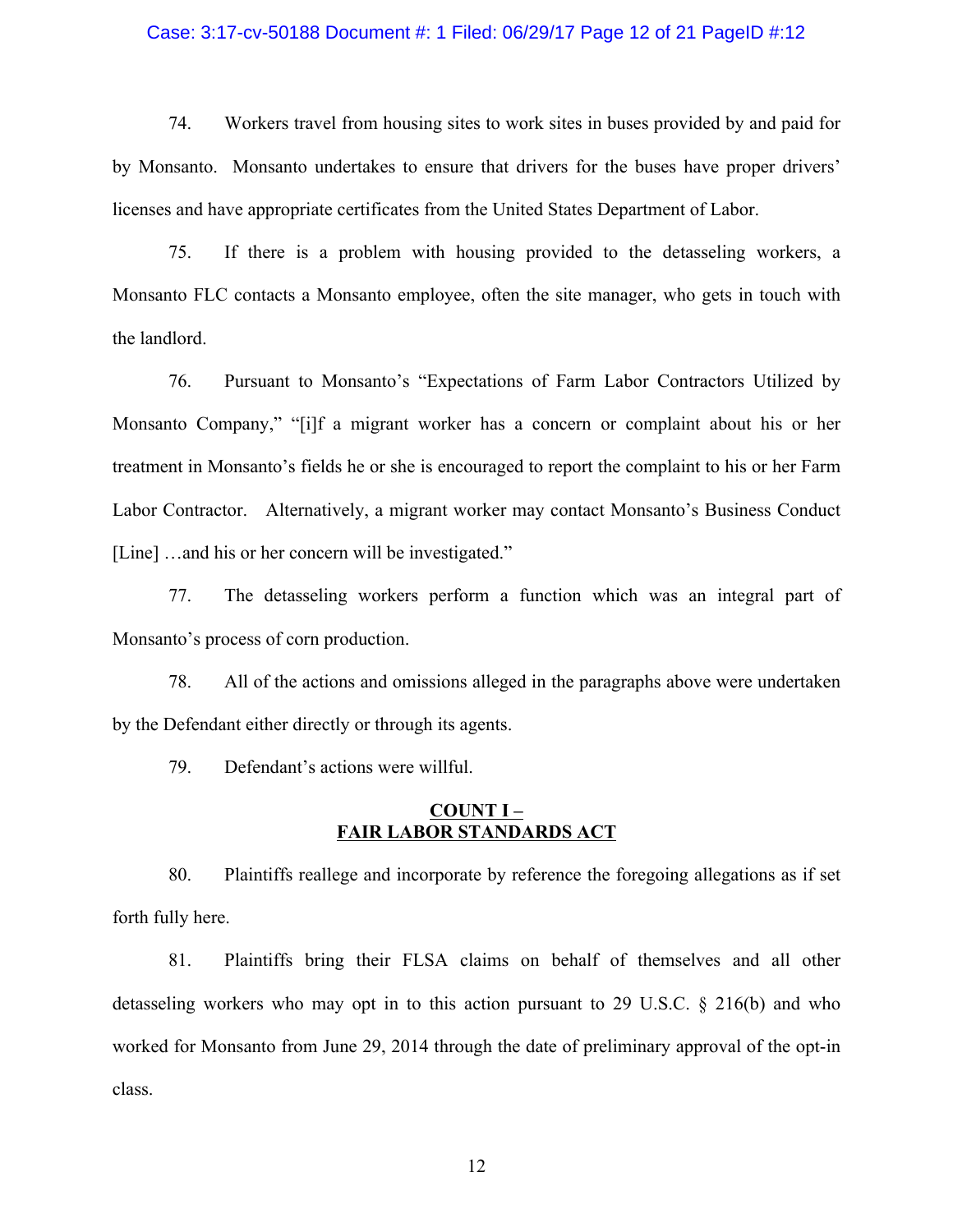74. Workers travel from housing sites to work sites in buses provided by and paid for by Monsanto. Monsanto undertakes to ensure that drivers for the buses have proper drivers' licenses and have appropriate certificates from the United States Department of Labor.

75. If there is a problem with housing provided to the detasseling workers, a Monsanto FLC contacts a Monsanto employee, often the site manager, who gets in touch with the landlord.

76. Pursuant to Monsanto's "Expectations of Farm Labor Contractors Utilized by Monsanto Company," "[i]f a migrant worker has a concern or complaint about his or her treatment in Monsanto's fields he or she is encouraged to report the complaint to his or her Farm Labor Contractor. Alternatively, a migrant worker may contact Monsanto's Business Conduct [Line] …and his or her concern will be investigated."

77. The detasseling workers perform a function which was an integral part of Monsanto's process of corn production.

78. All of the actions and omissions alleged in the paragraphs above were undertaken by the Defendant either directly or through its agents.

79. Defendant's actions were willful.

## COUNT I – FAIR LABOR STANDARDS ACT

80. Plaintiffs reallege and incorporate by reference the foregoing allegations as if set forth fully here.

81. Plaintiffs bring their FLSA claims on behalf of themselves and all other detasseling workers who may opt in to this action pursuant to 29 U.S.C. § 216(b) and who worked for Monsanto from June 29, 2014 through the date of preliminary approval of the opt-in class.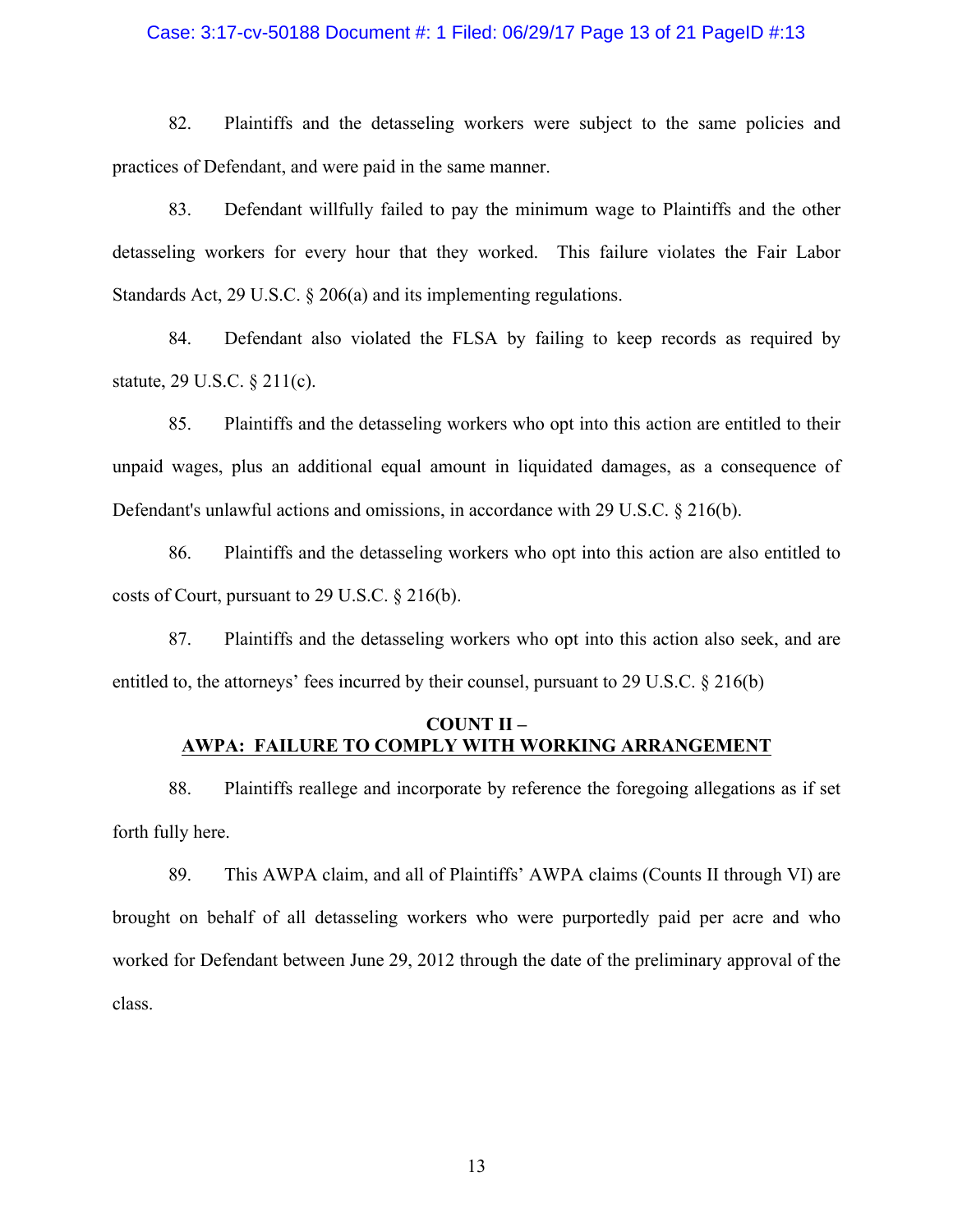82. Plaintiffs and the detasseling workers were subject to the same policies and practices of Defendant, and were paid in the same manner.

83. Defendant willfully failed to pay the minimum wage to Plaintiffs and the other detasseling workers for every hour that they worked. This failure violates the Fair Labor Standards Act, 29 U.S.C. § 206(a) and its implementing regulations.

84. Defendant also violated the FLSA by failing to keep records as required by statute, 29 U.S.C. § 211(c).

85. Plaintiffs and the detasseling workers who opt into this action are entitled to their unpaid wages, plus an additional equal amount in liquidated damages, as a consequence of Defendant's unlawful actions and omissions, in accordance with 29 U.S.C. § 216(b).

86. Plaintiffs and the detasseling workers who opt into this action are also entitled to costs of Court, pursuant to 29 U.S.C. § 216(b).

87. Plaintiffs and the detasseling workers who opt into this action also seek, and are entitled to, the attorneys' fees incurred by their counsel, pursuant to 29 U.S.C. § 216(b)

## COUNT II – AWPA: FAILURE TO COMPLY WITH WORKING ARRANGEMENT

88. Plaintiffs reallege and incorporate by reference the foregoing allegations as if set forth fully here.

89. This AWPA claim, and all of Plaintiffs' AWPA claims (Counts II through VI) are brought on behalf of all detasseling workers who were purportedly paid per acre and who worked for Defendant between June 29, 2012 through the date of the preliminary approval of the class.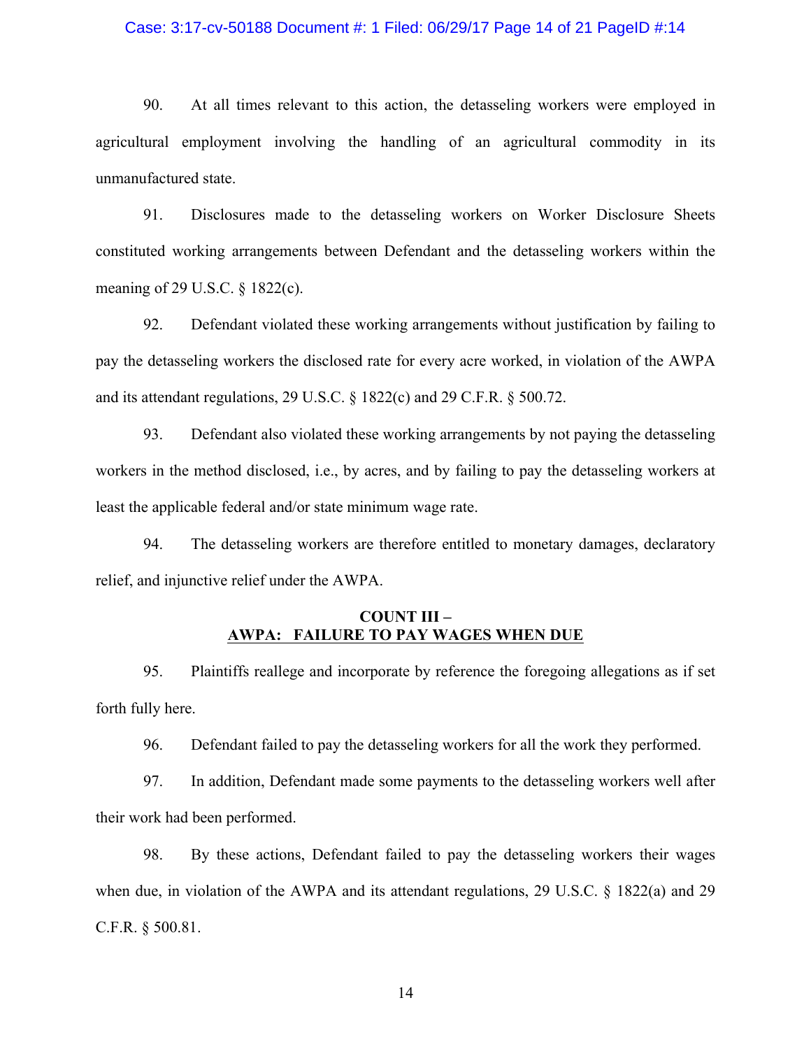90. At all times relevant to this action, the detasseling workers were employed in agricultural employment involving the handling of an agricultural commodity in its unmanufactured state.

91. Disclosures made to the detasseling workers on Worker Disclosure Sheets constituted working arrangements between Defendant and the detasseling workers within the meaning of 29 U.S.C. § 1822(c).

92. Defendant violated these working arrangements without justification by failing to pay the detasseling workers the disclosed rate for every acre worked, in violation of the AWPA and its attendant regulations, 29 U.S.C. § 1822(c) and 29 C.F.R. § 500.72.

93. Defendant also violated these working arrangements by not paying the detasseling workers in the method disclosed, i.e., by acres, and by failing to pay the detasseling workers at least the applicable federal and/or state minimum wage rate.

94. The detasseling workers are therefore entitled to monetary damages, declaratory relief, and injunctive relief under the AWPA.

**COUNT III –**
**AWPA: FAILURE TO PAY WAGES WHEN DUE**

95. Plaintiffs reallege and incorporate by reference the foregoing allegations as if set forth fully here.

96. Defendant failed to pay the detasseling workers for all the work they performed.

97. In addition, Defendant made some payments to the detasseling workers well after their work had been performed.

98. By these actions, Defendant failed to pay the detasseling workers their wages when due, in violation of the AWPA and its attendant regulations, 29 U.S.C. § 1822(a) and 29 C.F.R. § 500.81.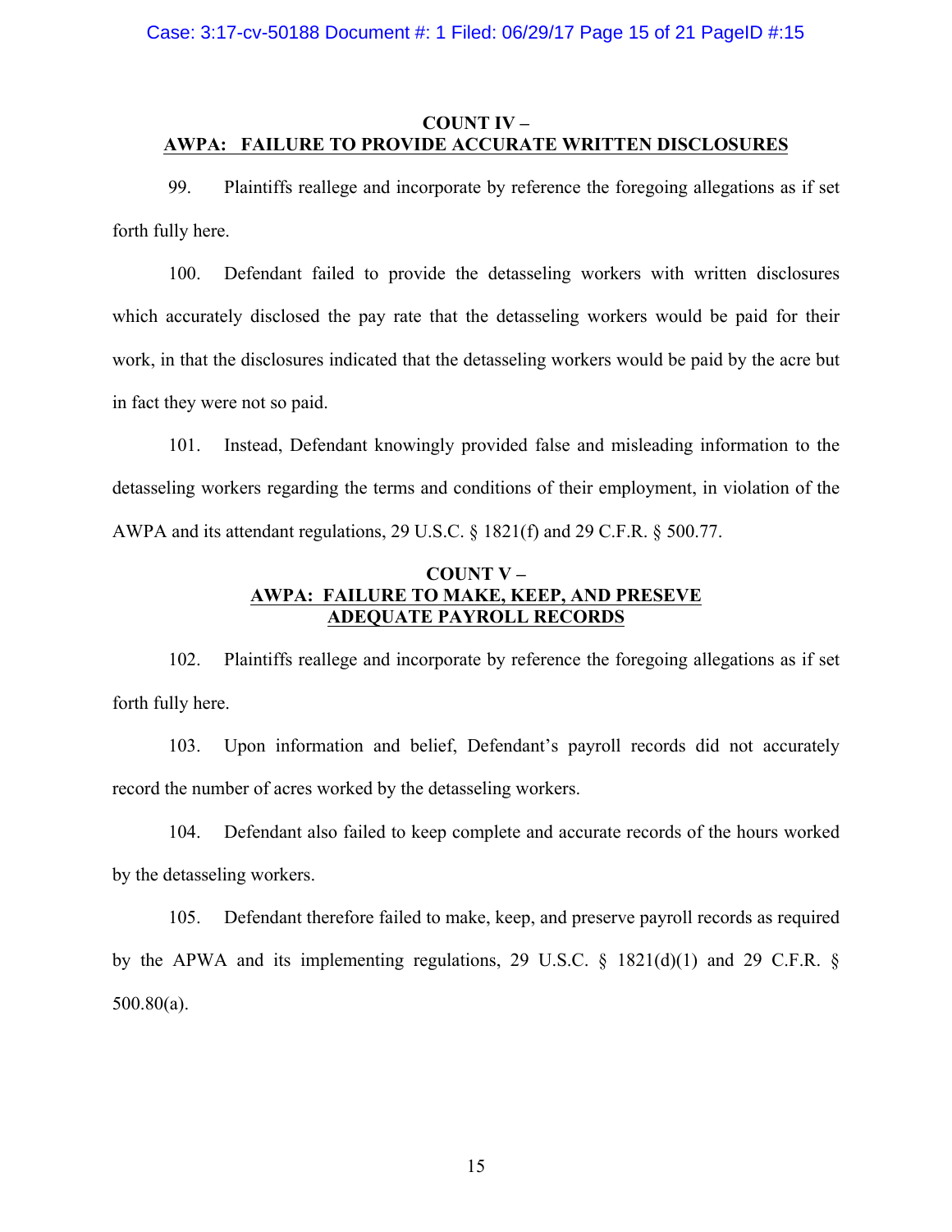**COUNT IV –**
**AWPA: FAILURE TO PROVIDE ACCURATE WRITTEN DISCLOSURES**

99. Plaintiffs reallege and incorporate by reference the foregoing allegations as if set forth fully here.

100. Defendant failed to provide the detasseling workers with written disclosures which accurately disclosed the pay rate that the detasseling workers would be paid for their work, in that the disclosures indicated that the detasseling workers would be paid by the acre but in fact they were not so paid.

101. Instead, Defendant knowingly provided false and misleading information to the detasseling workers regarding the terms and conditions of their employment, in violation of the AWPA and its attendant regulations, 29 U.S.C. § 1821(f) and 29 C.F.R. § 500.77.

**COUNT V –**
**AWPA: FAILURE TO MAKE, KEEP, AND PRESEVE ADEQUATE PAYROLL RECORDS**

102. Plaintiffs reallege and incorporate by reference the foregoing allegations as if set forth fully here.

103. Upon information and belief, Defendant's payroll records did not accurately record the number of acres worked by the detasseling workers.

104. Defendant also failed to keep complete and accurate records of the hours worked by the detasseling workers.

105. Defendant therefore failed to make, keep, and preserve payroll records as required by the APWA and its implementing regulations, 29 U.S.C. § 1821(d)(1) and 29 C.F.R. § 500.80(a).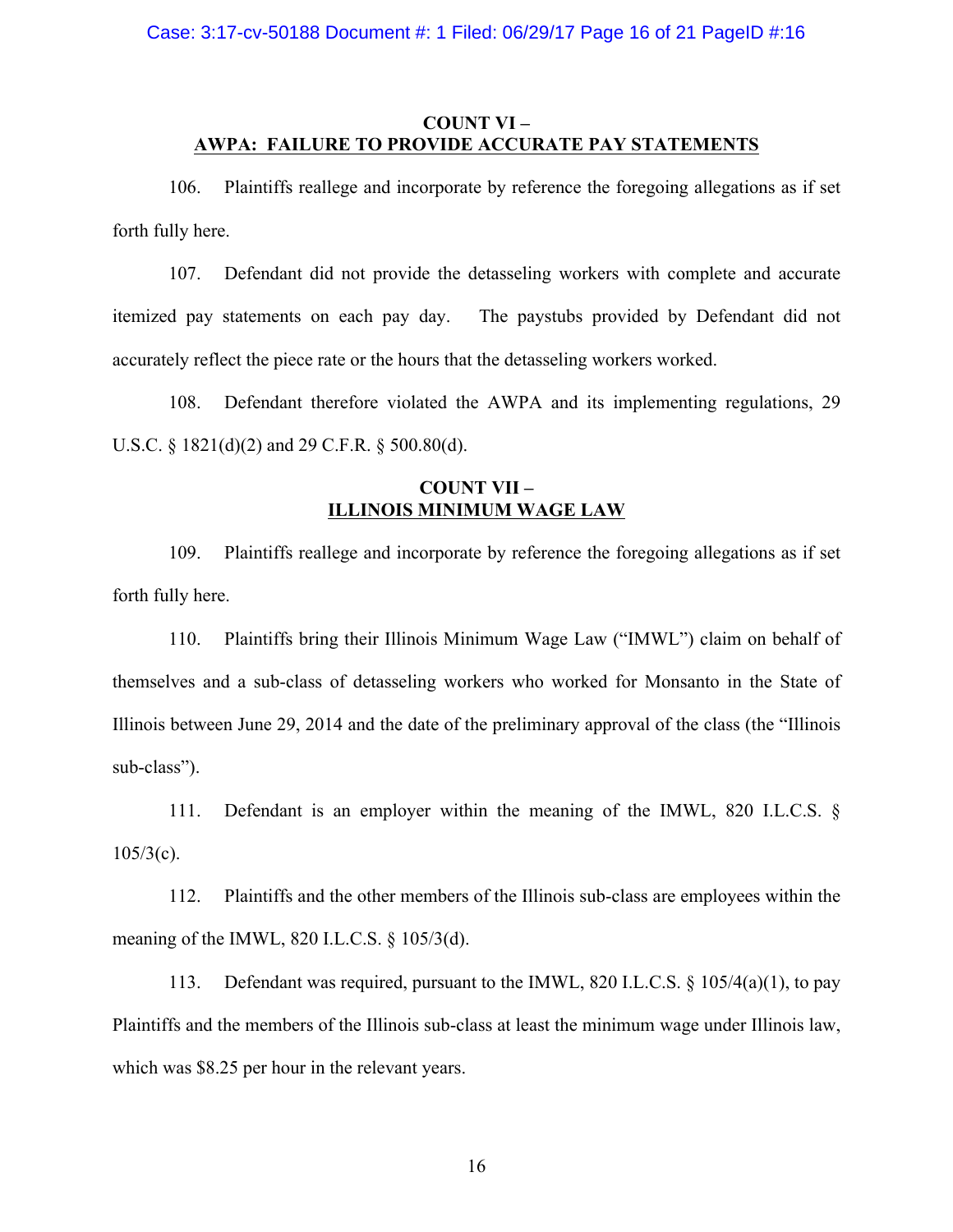**COUNT VI –**
**AWPA: FAILURE TO PROVIDE ACCURATE PAY STATEMENTS**

106. Plaintiffs reallege and incorporate by reference the foregoing allegations as if set forth fully here.

107. Defendant did not provide the detasseling workers with complete and accurate itemized pay statements on each pay day. The paystubs provided by Defendant did not accurately reflect the piece rate or the hours that the detasseling workers worked.

108. Defendant therefore violated the AWPA and its implementing regulations, 29 U.S.C. § 1821(d)(2) and 29 C.F.R. § 500.80(d).

**COUNT VII –**
**ILLINOIS MINIMUM WAGE LAW**

109. Plaintiffs reallege and incorporate by reference the foregoing allegations as if set forth fully here.

110. Plaintiffs bring their Illinois Minimum Wage Law ("IMWL") claim on behalf of themselves and a sub-class of detasseling workers who worked for Monsanto in the State of Illinois between June 29, 2014 and the date of the preliminary approval of the class (the "Illinois sub-class").

111. Defendant is an employer within the meaning of the IMWL, 820 I.L.C.S. § 105/3(c).

112. Plaintiffs and the other members of the Illinois sub-class are employees within the meaning of the IMWL, 820 I.L.C.S. § 105/3(d).

113. Defendant was required, pursuant to the IMWL, 820 I.L.C.S. § 105/4(a)(1), to pay Plaintiffs and the members of the Illinois sub-class at least the minimum wage under Illinois law, which was $8.25 per hour in the relevant years.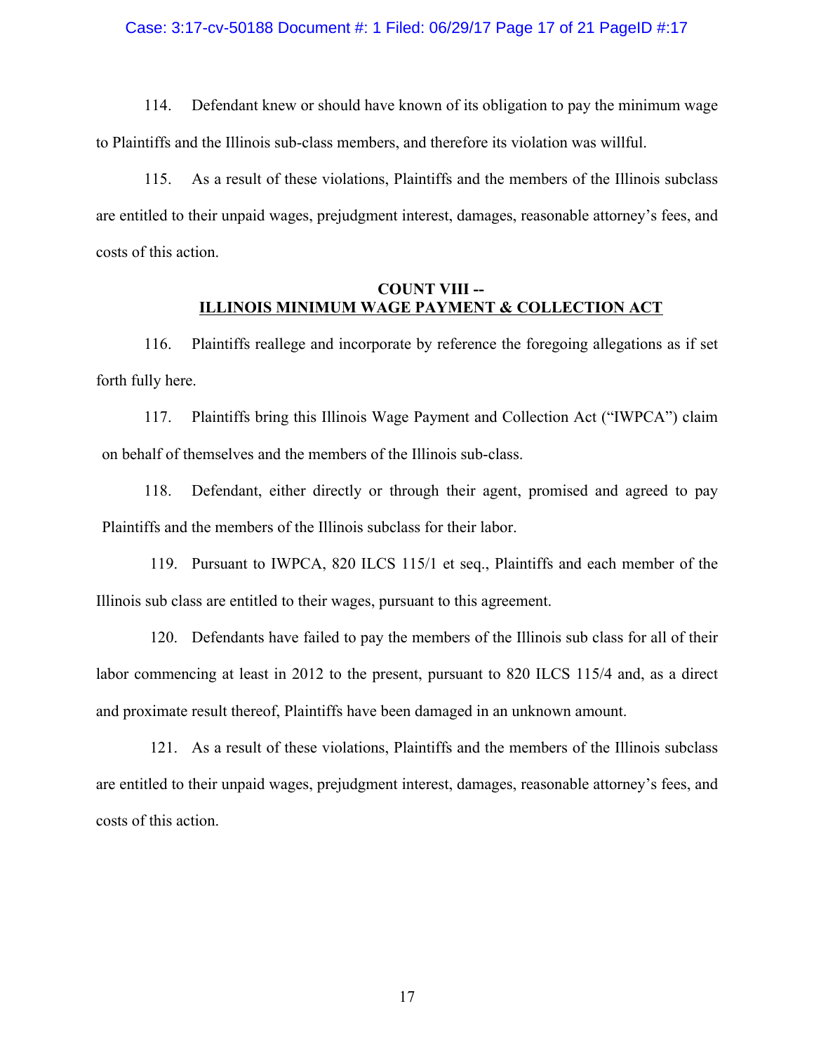114. Defendant knew or should have known of its obligation to pay the minimum wage to Plaintiffs and the Illinois sub-class members, and therefore its violation was willful.

115. As a result of these violations, Plaintiffs and the members of the Illinois subclass are entitled to their unpaid wages, prejudgment interest, damages, reasonable attorney's fees, and costs of this action.

**COUNT VIII --**
**ILLINOIS MINIMUM WAGE PAYMENT & COLLECTION ACT**

116. Plaintiffs reallege and incorporate by reference the foregoing allegations as if set forth fully here.

117. Plaintiffs bring this Illinois Wage Payment and Collection Act ("IWPCA") claim on behalf of themselves and the members of the Illinois sub-class.

118. Defendant, either directly or through their agent, promised and agreed to pay Plaintiffs and the members of the Illinois subclass for their labor.

119. Pursuant to IWPCA, 820 ILCS 115/1 et seq., Plaintiffs and each member of the Illinois sub class are entitled to their wages, pursuant to this agreement.

120. Defendants have failed to pay the members of the Illinois sub class for all of their labor commencing at least in 2012 to the present, pursuant to 820 ILCS 115/4 and, as a direct and proximate result thereof, Plaintiffs have been damaged in an unknown amount.

121. As a result of these violations, Plaintiffs and the members of the Illinois subclass are entitled to their unpaid wages, prejudgment interest, damages, reasonable attorney's fees, and costs of this action.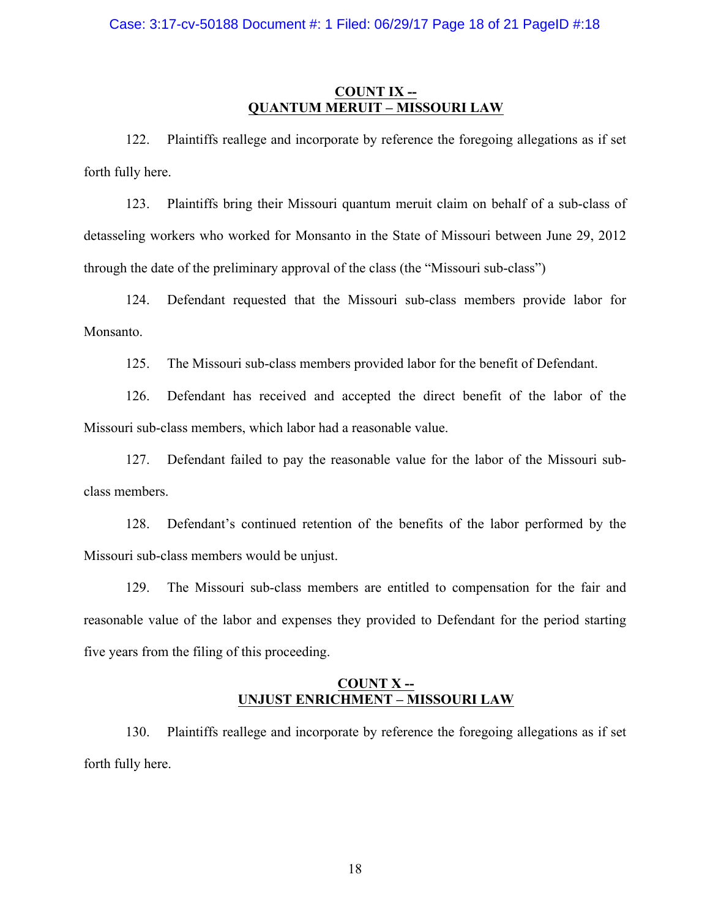**COUNT IX --**
**QUANTUM MERUIT – MISSOURI LAW**

122. Plaintiffs reallege and incorporate by reference the foregoing allegations as if set forth fully here.

123. Plaintiffs bring their Missouri quantum meruit claim on behalf of a sub-class of detasseling workers who worked for Monsanto in the State of Missouri between June 29, 2012 through the date of the preliminary approval of the class (the "Missouri sub-class")

124. Defendant requested that the Missouri sub-class members provide labor for Monsanto.

125. The Missouri sub-class members provided labor for the benefit of Defendant.

126. Defendant has received and accepted the direct benefit of the labor of the Missouri sub-class members, which labor had a reasonable value.

127. Defendant failed to pay the reasonable value for the labor of the Missouri sub-class members.

128. Defendant's continued retention of the benefits of the labor performed by the Missouri sub-class members would be unjust.

129. The Missouri sub-class members are entitled to compensation for the fair and reasonable value of the labor and expenses they provided to Defendant for the period starting five years from the filing of this proceeding.

**COUNT X --**
**UNJUST ENRICHMENT – MISSOURI LAW**

130. Plaintiffs reallege and incorporate by reference the foregoing allegations as if set forth fully here.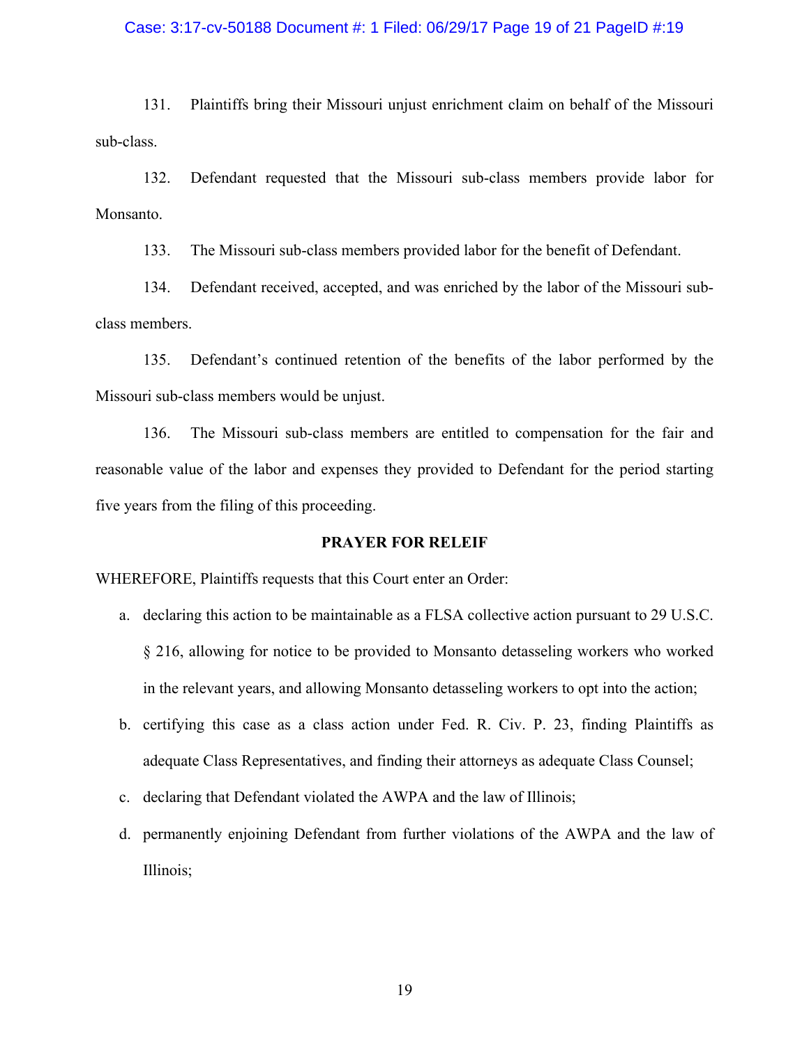131. Plaintiffs bring their Missouri unjust enrichment claim on behalf of the Missouri sub-class.

132. Defendant requested that the Missouri sub-class members provide labor for Monsanto.

133. The Missouri sub-class members provided labor for the benefit of Defendant.

134. Defendant received, accepted, and was enriched by the labor of the Missouri sub-class members.

135. Defendant's continued retention of the benefits of the labor performed by the Missouri sub-class members would be unjust.

136. The Missouri sub-class members are entitled to compensation for the fair and reasonable value of the labor and expenses they provided to Defendant for the period starting five years from the filing of this proceeding.

**PRAYER FOR RELEIF**

WHEREFORE, Plaintiffs requests that this Court enter an Order:

a. declaring this action to be maintainable as a FLSA collective action pursuant to 29 U.S.C. § 216, allowing for notice to be provided to Monsanto detasseling workers who worked in the relevant years, and allowing Monsanto detasseling workers to opt into the action;

b. certifying this case as a class action under Fed. R. Civ. P. 23, finding Plaintiffs as adequate Class Representatives, and finding their attorneys as adequate Class Counsel;

c. declaring that Defendant violated the AWPA and the law of Illinois;

d. permanently enjoining Defendant from further violations of the AWPA and the law of Illinois;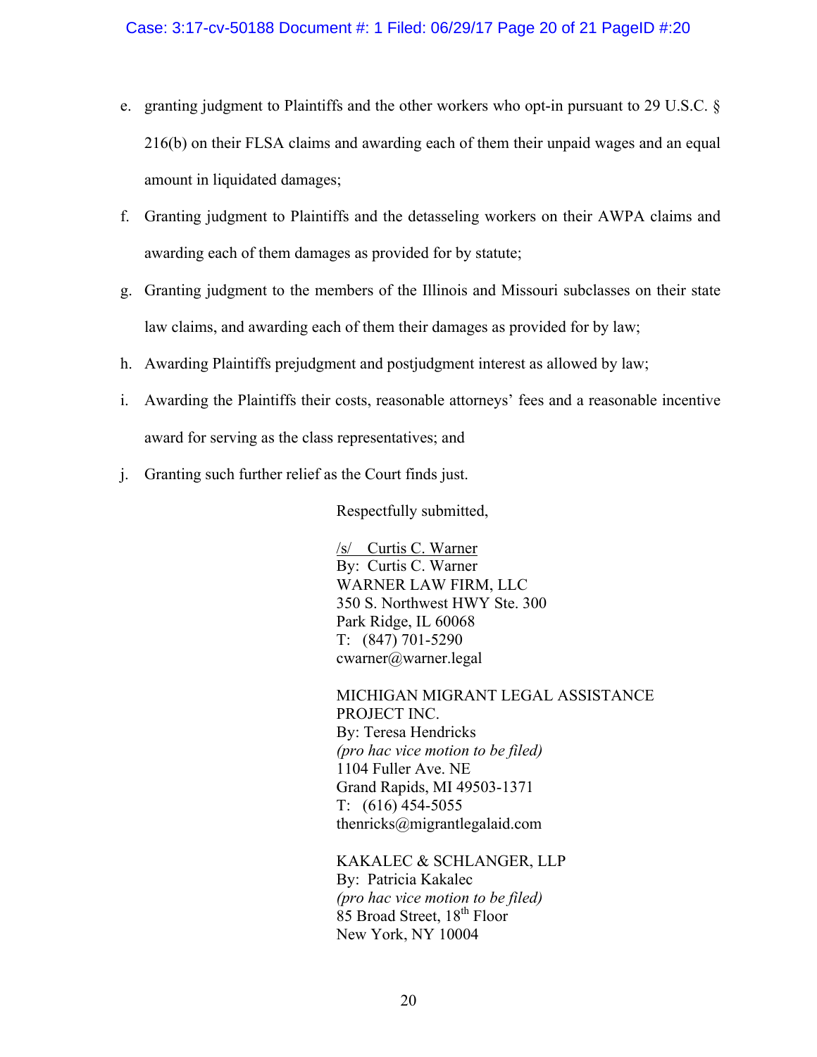e. granting judgment to Plaintiffs and the other workers who opt-in pursuant to 29 U.S.C. § 216(b) on their FLSA claims and awarding each of them their unpaid wages and an equal amount in liquidated damages;

f. Granting judgment to Plaintiffs and the detasseling workers on their AWPA claims and awarding each of them damages as provided for by statute;

g. Granting judgment to the members of the Illinois and Missouri subclasses on their state law claims, and awarding each of them their damages as provided for by law;

h. Awarding Plaintiffs prejudgment and postjudgment interest as allowed by law;

i. Awarding the Plaintiffs their costs, reasonable attorneys' fees and a reasonable incentive award for serving as the class representatives; and

j. Granting such further relief as the Court finds just.

Respectfully submitted,

/s/ Curtis C. Warner
By: Curtis C. Warner
WARNER LAW FIRM, LLC
350 S. Northwest HWY Ste. 300
Park Ridge, IL 60068
T: (847) 701-5290
cwarner@warner.legal

MICHIGAN MIGRANT LEGAL ASSISTANCE PROJECT INC.
By: Teresa Hendricks
*(pro hac vice motion to be filed)*
1104 Fuller Ave. NE
Grand Rapids, MI 49503-1371
T: (616) 454-5055
thenricks@migrantlegalaid.com

KAKALEC & SCHLANGER, LLP
By: Patricia Kakalec
*(pro hac vice motion to be filed)*
85 Broad Street, 18th Floor
New York, NY 10004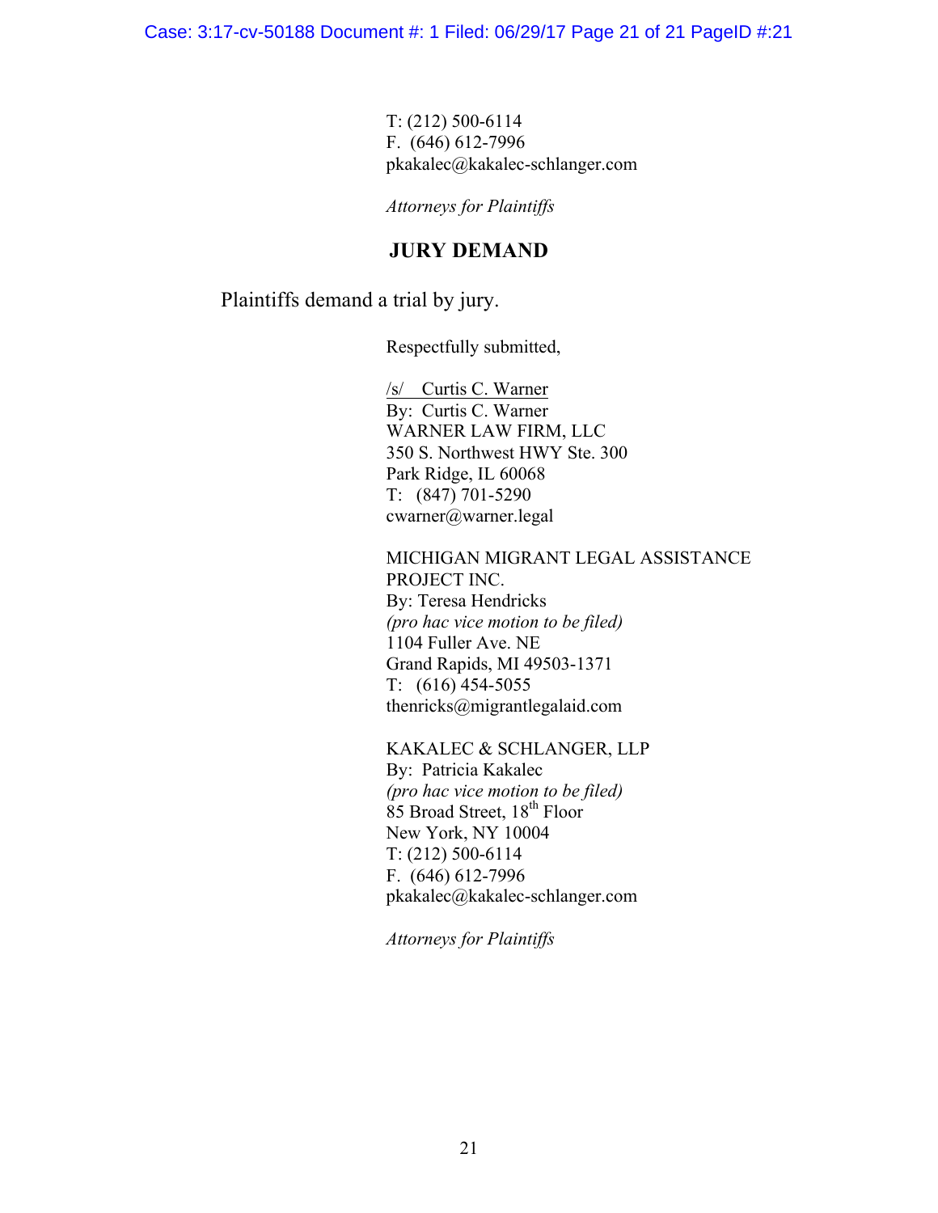T: (212) 500-6114
F. (646) 612-7996
pkakalec@kakalec-schlanger.com

*Attorneys for Plaintiffs*

## JURY DEMAND

Plaintiffs demand a trial by jury.

Respectfully submitted,

/s/ Curtis C. Warner
By: Curtis C. Warner
WARNER LAW FIRM, LLC
350 S. Northwest HWY Ste. 300
Park Ridge, IL 60068
T: (847) 701-5290
cwarner@warner.legal

MICHIGAN MIGRANT LEGAL ASSISTANCE PROJECT INC.
By: Teresa Hendricks
*(pro hac vice motion to be filed)*
1104 Fuller Ave. NE
Grand Rapids, MI 49503-1371
T: (616) 454-5055
thenricks@migrantlegalaid.com

KAKALEC & SCHLANGER, LLP
By: Patricia Kakalec
*(pro hac vice motion to be filed)*
85 Broad Street, 18th Floor
New York, NY 10004
T: (212) 500-6114
F. (646) 612-7996
pkakalec@kakalec-schlanger.com

*Attorneys for Plaintiffs*